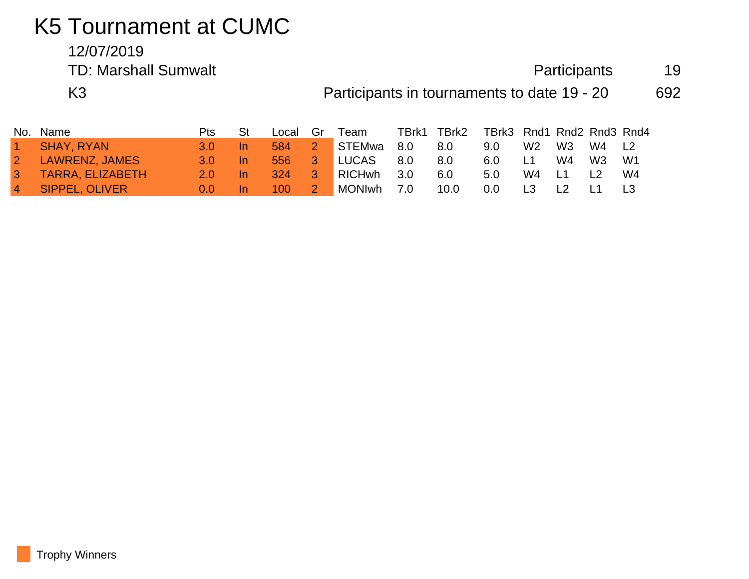# K5 Tournament at CUMC

12/07/2019

TD: Marshall Sumwalt

Participants 19

K3

Participants in tournaments to date 19 - 20 692

| No. | Name | Pts | St | Local | Gr | Team | TBrk1 | TBrk2 | TBrk3 | Rnd1 | Rnd2 | Rnd3 | Rnd4 |
|---|---|---|---|---|---|---|---|---|---|---|---|---|---|
| 1 | SHAY, RYAN | 3.0 | In | 584 | 2 | STEMwa | 8.0 | 8.0 | 9.0 | W2 | W3 | W4 | L2 |
| 2 | LAWRENZ, JAMES | 3.0 | In | 556 | 3 | LUCAS | 8.0 | 8.0 | 6.0 | L1 | W4 | W3 | W1 |
| 3 | TARRA, ELIZABETH | 2.0 | In | 324 | 3 | RICHwh | 3.0 | 6.0 | 5.0 | W4 | L1 | L2 | W4 |
| 4 | SIPPEL, OLIVER | 0.0 | In | 100 | 2 | MONIwh | 7.0 | 10.0 | 0.0 | L3 | L2 | L1 | L3 |

Trophy Winners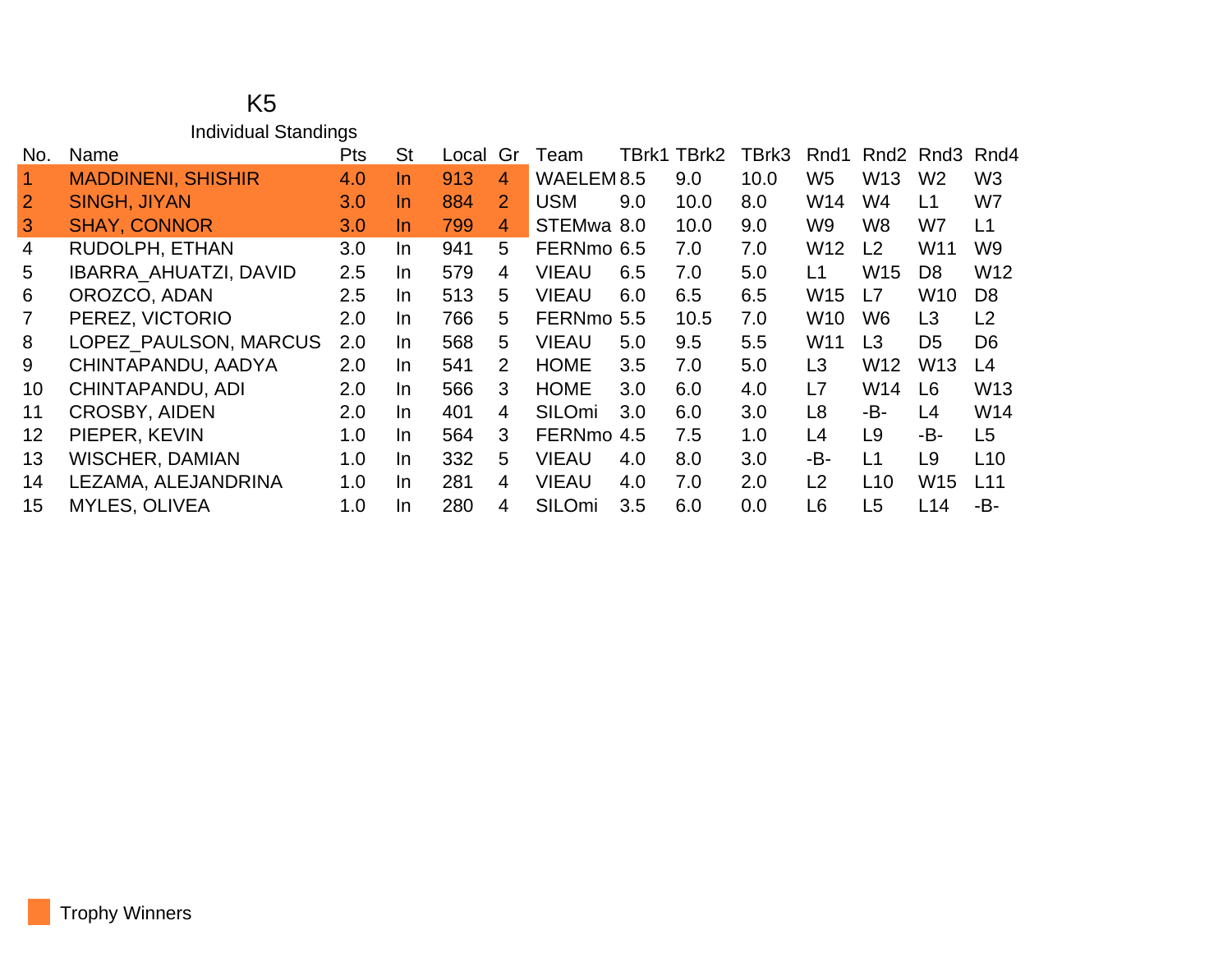# K5

## Individual Standings

| No. | Name | Pts | St | Local | Gr | Team | TBrk1 | TBrk2 | TBrk3 | Rnd1 | Rnd2 | Rnd3 | Rnd4 |
|---|---|---|---|---|---|---|---|---|---|---|---|---|---|
| 1 | MADDINENI, SHISHIR | 4.0 | In | 913 | 4 | WAELEM | 8.5 | 9.0 | 10.0 | W5 | W13 | W2 | W3 |
| 2 | SINGH, JIYAN | 3.0 | In | 884 | 2 | USM | 9.0 | 10.0 | 8.0 | W14 | W4 | L1 | W7 |
| 3 | SHAY, CONNOR | 3.0 | In | 799 | 4 | STEMwa | 8.0 | 10.0 | 9.0 | W9 | W8 | W7 | L1 |
| 4 | RUDOLPH, ETHAN | 3.0 | In | 941 | 5 | FERNmo | 6.5 | 7.0 | 7.0 | W12 | L2 | W11 | W9 |
| 5 | IBARRA_AHUATZI, DAVID | 2.5 | In | 579 | 4 | VIEAU | 6.5 | 7.0 | 5.0 | L1 | W15 | D8 | W12 |
| 6 | OROZCO, ADAN | 2.5 | In | 513 | 5 | VIEAU | 6.0 | 6.5 | 6.5 | W15 | L7 | W10 | D8 |
| 7 | PEREZ, VICTORIO | 2.0 | In | 766 | 5 | FERNmo | 5.5 | 10.5 | 7.0 | W10 | W6 | L3 | L2 |
| 8 | LOPEZ_PAULSON, MARCUS | 2.0 | In | 568 | 5 | VIEAU | 5.0 | 9.5 | 5.5 | W11 | L3 | D5 | D6 |
| 9 | CHINTAPANDU, AADYA | 2.0 | In | 541 | 2 | HOME | 3.5 | 7.0 | 5.0 | L3 | W12 | W13 | L4 |
| 10 | CHINTAPANDU, ADI | 2.0 | In | 566 | 3 | HOME | 3.0 | 6.0 | 4.0 | L7 | W14 | L6 | W13 |
| 11 | CROSBY, AIDEN | 2.0 | In | 401 | 4 | SILOmi | 3.0 | 6.0 | 3.0 | L8 | -B- | L4 | W14 |
| 12 | PIEPER, KEVIN | 1.0 | In | 564 | 3 | FERNmo | 4.5 | 7.5 | 1.0 | L4 | L9 | -B- | L5 |
| 13 | WISCHER, DAMIAN | 1.0 | In | 332 | 5 | VIEAU | 4.0 | 8.0 | 3.0 | -B- | L1 | L9 | L10 |
| 14 | LEZAMA, ALEJANDRINA | 1.0 | In | 281 | 4 | VIEAU | 4.0 | 7.0 | 2.0 | L2 | L10 | W15 | L11 |
| 15 | MYLES, OLIVEA | 1.0 | In | 280 | 4 | SILOmi | 3.5 | 6.0 | 0.0 | L6 | L5 | L14 | -B- |

Trophy Winners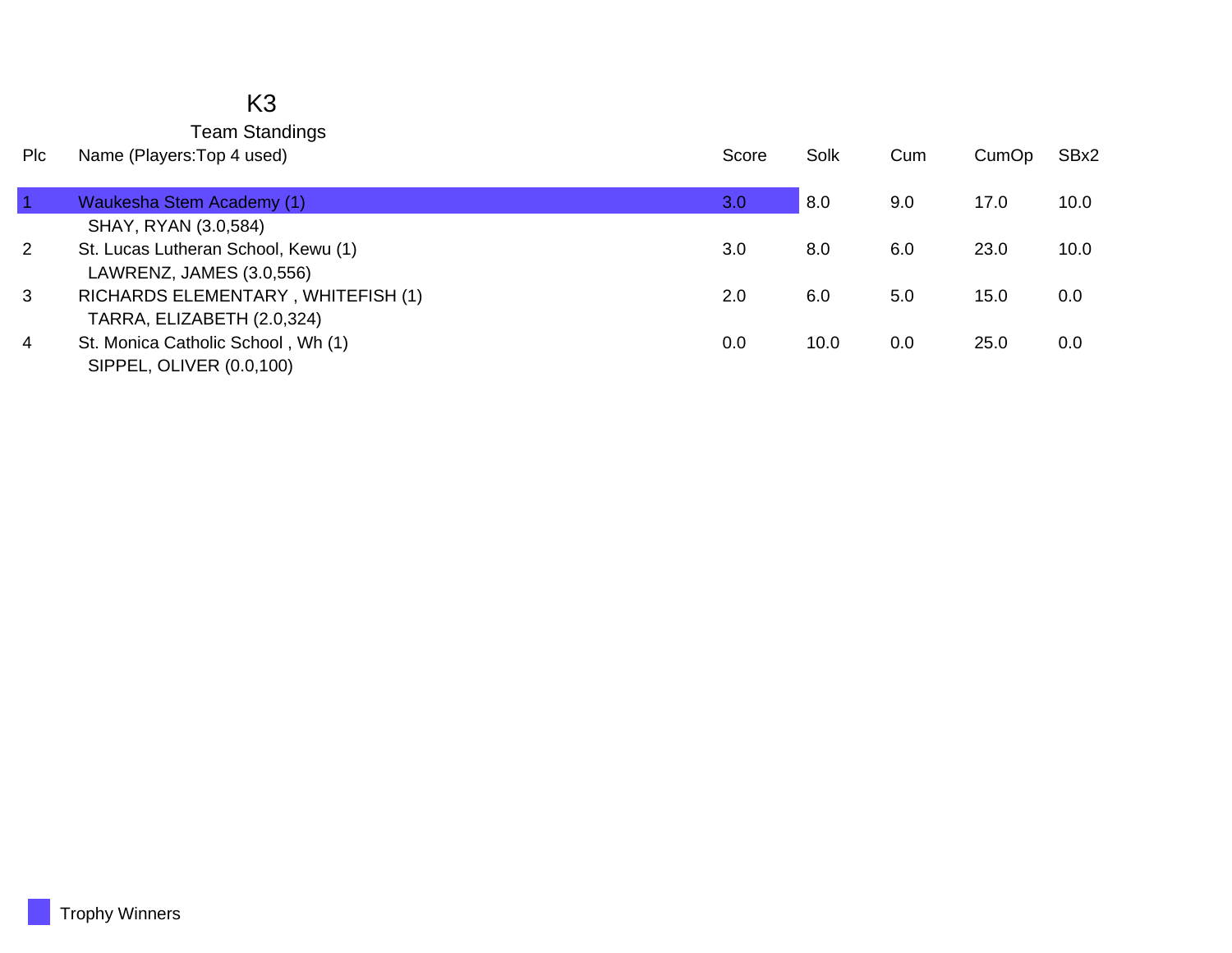# K3

## Team Standings

| Plc | Name (Players:Top 4 used) | Score | Solk | Cum | CumOp | SBx2 |
|---|---|---|---|---|---|---|
| 1 | Waukesha Stem Academy (1) | 3.0 | 8.0 | 9.0 | 17.0 | 10.0 |
| | SHAY, RYAN (3.0,584) | | | | | |
| 2 | St. Lucas Lutheran School, Kewu (1) | 3.0 | 8.0 | 6.0 | 23.0 | 10.0 |
| | LAWRENZ, JAMES (3.0,556) | | | | | |
| 3 | RICHARDS ELEMENTARY , WHITEFISH (1) | 2.0 | 6.0 | 5.0 | 15.0 | 0.0 |
| | TARRA, ELIZABETH (2.0,324) | | | | | |
| 4 | St. Monica Catholic School , Wh (1) | 0.0 | 10.0 | 0.0 | 25.0 | 0.0 |
| | SIPPEL, OLIVER (0.0,100) | | | | | |

Trophy Winners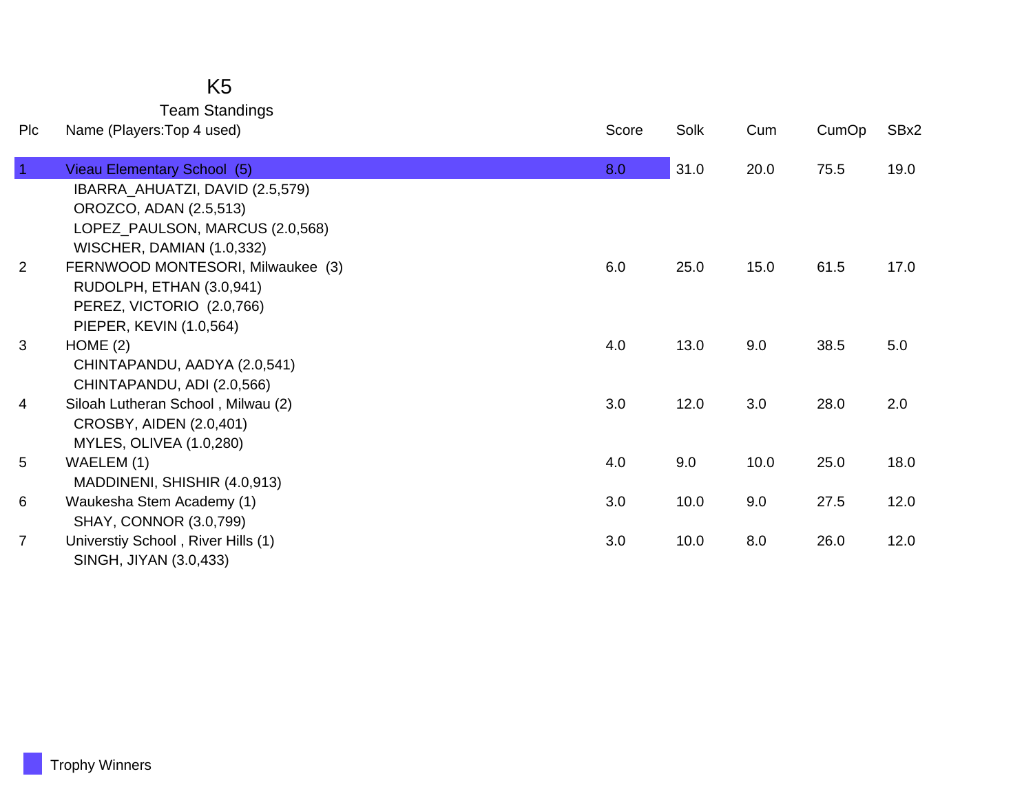# K5

## Team Standings

| Plc | Name (Players:Top 4 used) | Score | Solk | Cum | CumOp | SBx2 |
|---|---|---|---|---|---|---|
| 1 | Vieau Elementary School (5) | 8.0 | 31.0 | 20.0 | 75.5 | 19.0 |
| | IBARRA_AHUATZI, DAVID (2.5,579) | | | | | |
| | OROZCO, ADAN (2.5,513) | | | | | |
| | LOPEZ_PAULSON, MARCUS (2.0,568) | | | | | |
| | WISCHER, DAMIAN (1.0,332) | | | | | |
| 2 | FERNWOOD MONTESORI, Milwaukee (3) | 6.0 | 25.0 | 15.0 | 61.5 | 17.0 |
| | RUDOLPH, ETHAN (3.0,941) | | | | | |
| | PEREZ, VICTORIO (2.0,766) | | | | | |
| | PIEPER, KEVIN (1.0,564) | | | | | |
| 3 | HOME (2) | 4.0 | 13.0 | 9.0 | 38.5 | 5.0 |
| | CHINTAPANDU, AADYA (2.0,541) | | | | | |
| | CHINTAPANDU, ADI (2.0,566) | | | | | |
| 4 | Siloah Lutheran School , Milwau (2) | 3.0 | 12.0 | 3.0 | 28.0 | 2.0 |
| | CROSBY, AIDEN (2.0,401) | | | | | |
| | MYLES, OLIVEA (1.0,280) | | | | | |
| 5 | WAELEM (1) | 4.0 | 9.0 | 10.0 | 25.0 | 18.0 |
| | MADDINENI, SHISHIR (4.0,913) | | | | | |
| 6 | Waukesha Stem Academy (1) | 3.0 | 10.0 | 9.0 | 27.5 | 12.0 |
| | SHAY, CONNOR (3.0,799) | | | | | |
| 7 | Universtiy School , River Hills (1) | 3.0 | 10.0 | 8.0 | 26.0 | 12.0 |
| | SINGH, JIYAN (3.0,433) | | | | | |

Trophy Winners